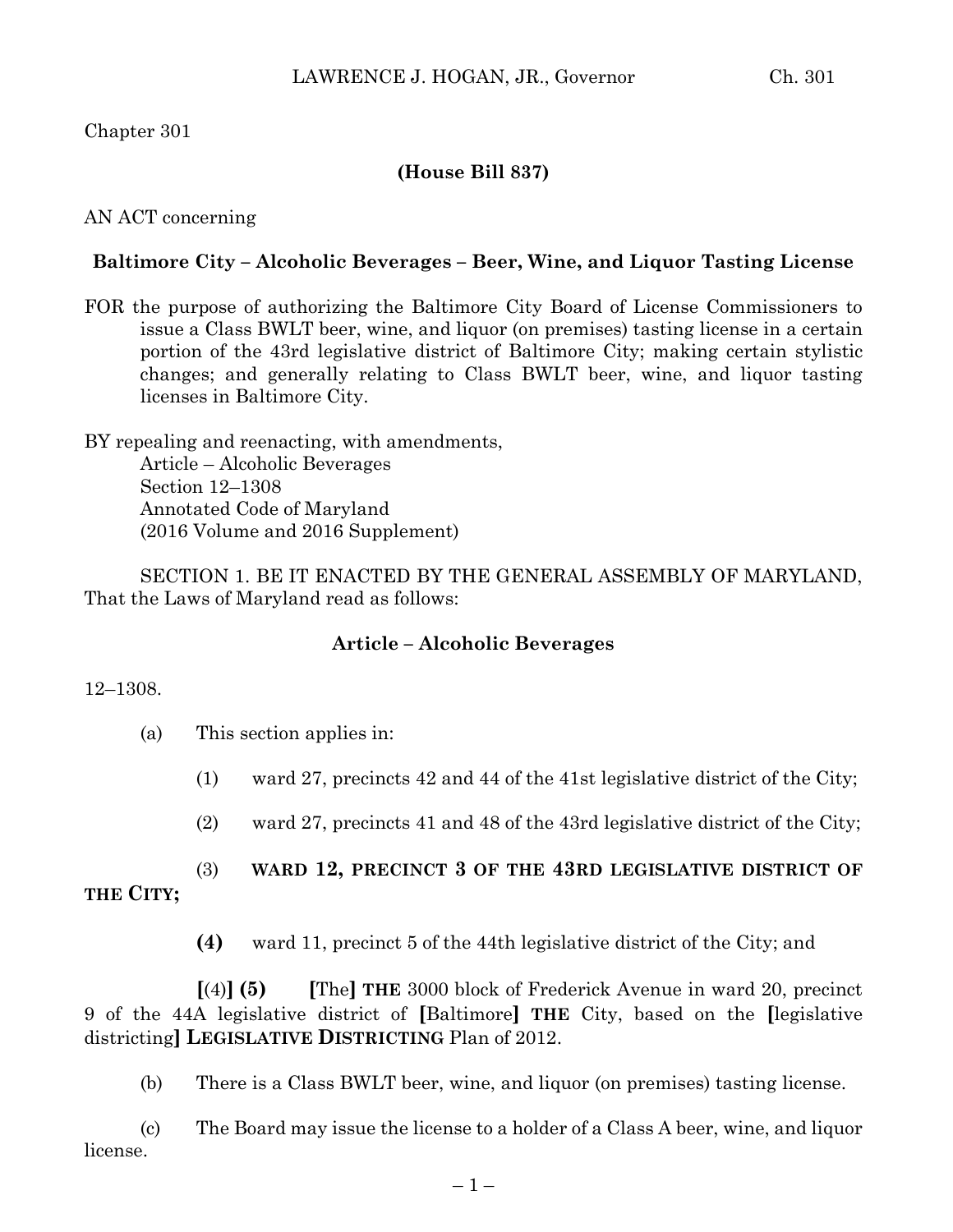Chapter 301

**(House Bill 837)**

AN ACT concerning

**Baltimore City – Alcoholic Beverages – Beer, Wine, and Liquor Tasting License**

FOR the purpose of authorizing the Baltimore City Board of License Commissioners to issue a Class BWLT beer, wine, and liquor (on premises) tasting license in a certain portion of the 43rd legislative district of Baltimore City; making certain stylistic changes; and generally relating to Class BWLT beer, wine, and liquor tasting licenses in Baltimore City.

BY repealing and reenacting, with amendments,
Article – Alcoholic Beverages
Section 12–1308
Annotated Code of Maryland
(2016 Volume and 2016 Supplement)

SECTION 1. BE IT ENACTED BY THE GENERAL ASSEMBLY OF MARYLAND, That the Laws of Maryland read as follows:

**Article – Alcoholic Beverages**

12–1308.

(a) This section applies in:

(1) ward 27, precincts 42 and 44 of the 41st legislative district of the City;

(2) ward 27, precincts 41 and 48 of the 43rd legislative district of the City;

(3) **WARD 12, PRECINCT 3 OF THE 43RD LEGISLATIVE DISTRICT OF THE CITY;**

**(4)** ward 11, precinct 5 of the 44th legislative district of the City; and

**[**(4)**] (5)** **[**The**]** **THE** 3000 block of Frederick Avenue in ward 20, precinct 9 of the 44A legislative district of **[**Baltimore**]** **THE** City, based on the **[**legislative districting**]** **LEGISLATIVE DISTRICTING** Plan of 2012.

(b) There is a Class BWLT beer, wine, and liquor (on premises) tasting license.

(c) The Board may issue the license to a holder of a Class A beer, wine, and liquor license.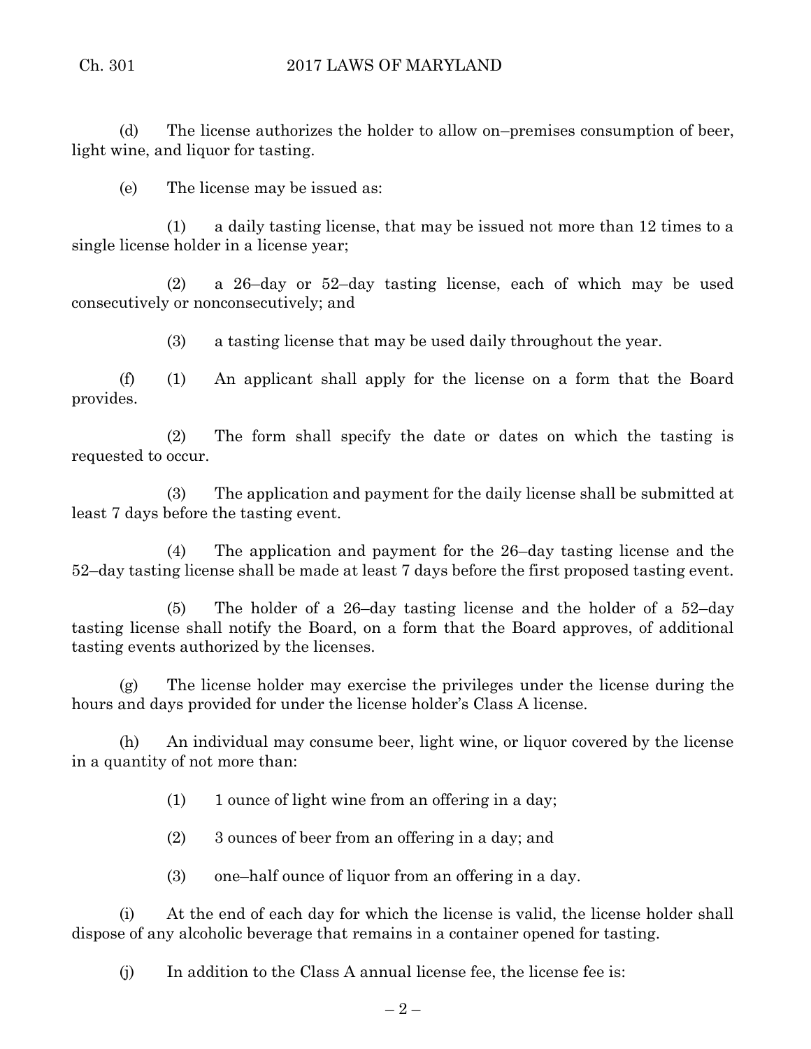(d) The license authorizes the holder to allow on–premises consumption of beer, light wine, and liquor for tasting.

(e) The license may be issued as:

(1) a daily tasting license, that may be issued not more than 12 times to a single license holder in a license year;

(2) a 26–day or 52–day tasting license, each of which may be used consecutively or nonconsecutively; and

(3) a tasting license that may be used daily throughout the year.

(f) (1) An applicant shall apply for the license on a form that the Board provides.

(2) The form shall specify the date or dates on which the tasting is requested to occur.

(3) The application and payment for the daily license shall be submitted at least 7 days before the tasting event.

(4) The application and payment for the 26–day tasting license and the 52–day tasting license shall be made at least 7 days before the first proposed tasting event.

(5) The holder of a 26–day tasting license and the holder of a 52–day tasting license shall notify the Board, on a form that the Board approves, of additional tasting events authorized by the licenses.

(g) The license holder may exercise the privileges under the license during the hours and days provided for under the license holder's Class A license.

(h) An individual may consume beer, light wine, or liquor covered by the license in a quantity of not more than:

(1) 1 ounce of light wine from an offering in a day;

(2) 3 ounces of beer from an offering in a day; and

(3) one–half ounce of liquor from an offering in a day.

(i) At the end of each day for which the license is valid, the license holder shall dispose of any alcoholic beverage that remains in a container opened for tasting.

(j) In addition to the Class A annual license fee, the license fee is: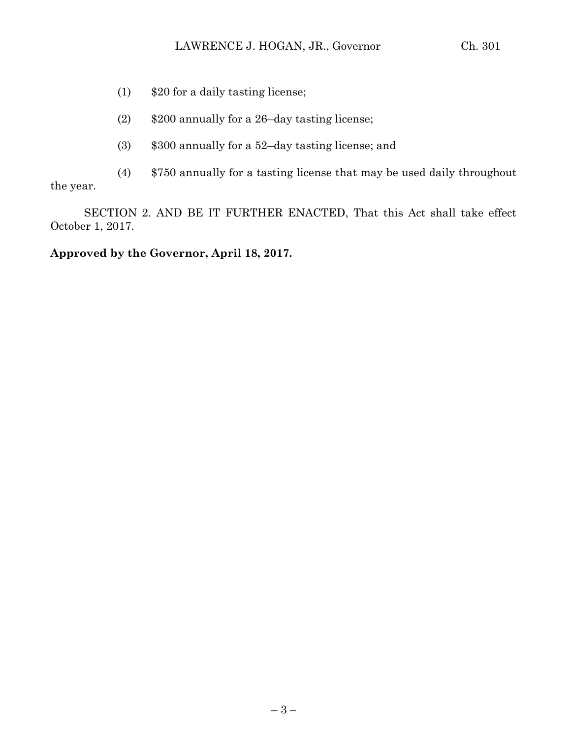(1) $20 for a daily tasting license;

(2) $200 annually for a 26–day tasting license;

(3) $300 annually for a 52–day tasting license; and

(4) $750 annually for a tasting license that may be used daily throughout the year.

SECTION 2. AND BE IT FURTHER ENACTED, That this Act shall take effect October 1, 2017.

**Approved by the Governor, April 18, 2017.**